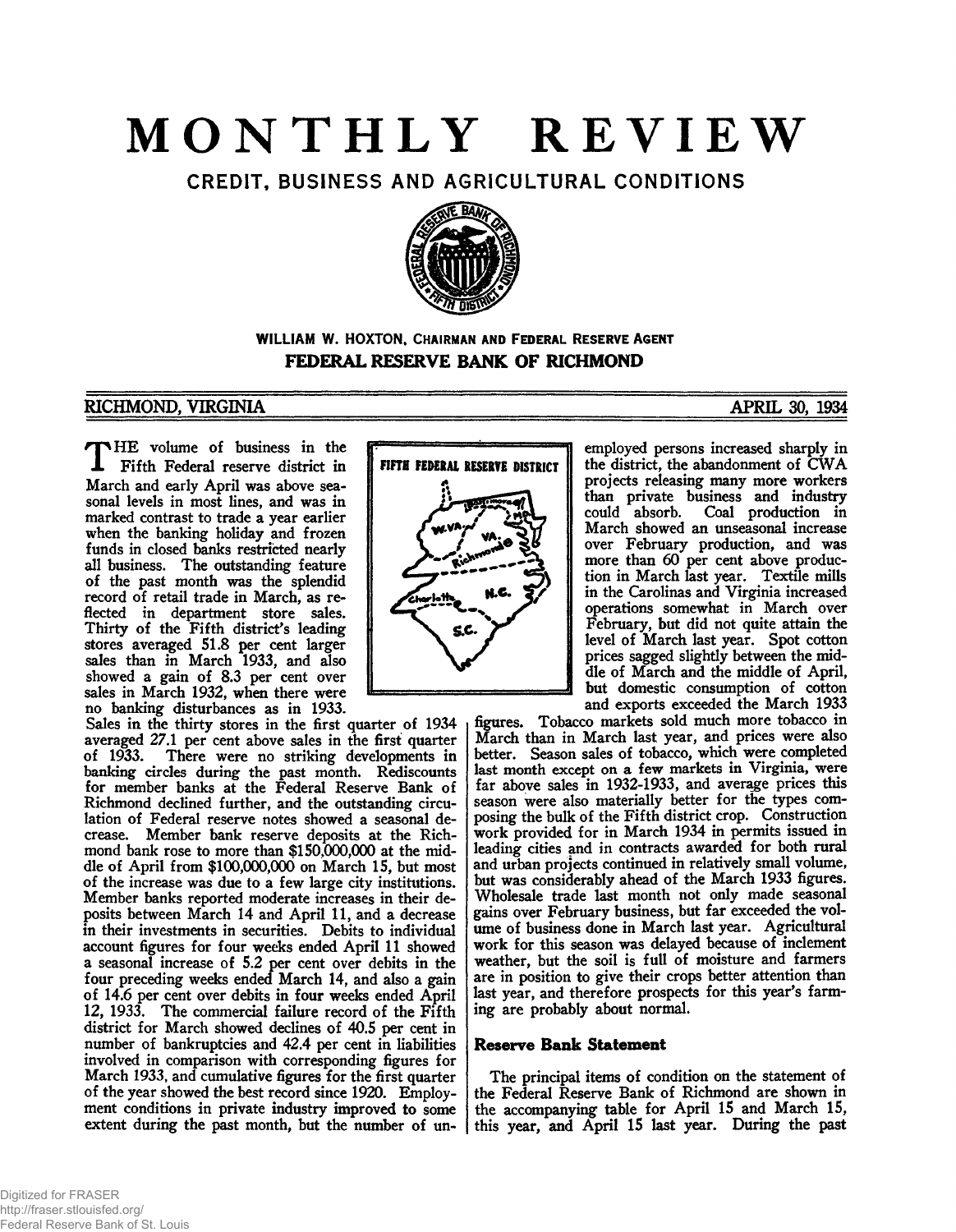# MONTHLY REVIEW

## CREDIT, BUSINESS AND AGRICULTURAL CONDITIONS

**WILLIAM W. HOXTON, CHAIRMAN AND FEDERAL RESERVE AGENT**

**FEDERAL RESERVE BANK OF RICHMOND**

RICHMOND, VIRGINIA — APRIL 30, 1934

THE volume of business in the Fifth Federal reserve district in March and early April was above seasonal levels in most lines, and was in marked contrast to trade a year earlier when the banking holiday and frozen funds in closed banks restricted nearly all business. The outstanding feature of the past month was the splendid record of retail trade in March, as reflected in department store sales. Thirty of the Fifth district's leading stores averaged 51.8 per cent larger sales than in March 1933, and also showed a gain of 8.3 per cent over sales in March 1932, when there were no banking disturbances as in 1933. Sales in the thirty stores in the first quarter of 1934 averaged 27.1 per cent above sales in the first quarter of 1933. There were no striking developments in banking circles during the past month. Rediscounts for member banks at the Federal Reserve Bank of Richmond declined further, and the outstanding circulation of Federal reserve notes showed a seasonal decrease. Member bank reserve deposits at the Richmond bank rose to more than $150,000,000 at the middle of April from $100,000,000 on March 15, but most of the increase was due to a few large city institutions. Member banks reported moderate increases in their deposits between March 14 and April 11, and a decrease in their investments in securities. Debits to individual account figures for four weeks ended April 11 showed a seasonal increase of 5.2 per cent over debits in the four preceding weeks ended March 14, and also a gain of 14.6 per cent over debits in four weeks ended April 12, 1933. The commercial failure record of the Fifth district for March showed declines of 40.5 per cent in number of bankruptcies and 42.4 per cent in liabilities involved in comparison with corresponding figures for March 1933, and cumulative figures for the first quarter of the year showed the best record since 1920. Employment conditions in private industry improved to some extent during the past month, but the number of unemployed persons increased sharply in the district, the abandonment of CWA projects releasing many more workers than private business and industry could absorb. Coal production in March showed an unseasonal increase over February production, and was more than 60 per cent above production in March last year. Textile mills in the Carolinas and Virginia increased operations somewhat in March over February, but did not quite attain the level of March last year. Spot cotton prices sagged slightly between the middle of March and the middle of April, but domestic consumption of cotton and exports exceeded the March 1933 figures. Tobacco markets sold much more tobacco in March than in March last year, and prices were also better. Season sales of tobacco, which were completed last month except on a few markets in Virginia, were far above sales in 1932-1933, and average prices this season were also materially better for the types composing the bulk of the Fifth district crop. Construction work provided for in March 1934 in permits issued in leading cities and in contracts awarded for both rural and urban projects continued in relatively small volume, but was considerably ahead of the March 1933 figures. Wholesale trade last month not only made seasonal gains over February business, but far exceeded the volume of business done in March last year. Agricultural work for this season was delayed because of inclement weather, but the soil is full of moisture and farmers are in position to give their crops better attention than last year, and therefore prospects for this year's farming are probably about normal.

### Reserve Bank Statement

The principal items of condition on the statement of the Federal Reserve Bank of Richmond are shown in the accompanying table for April 15 and March 15, this year, and April 15 last year. During the past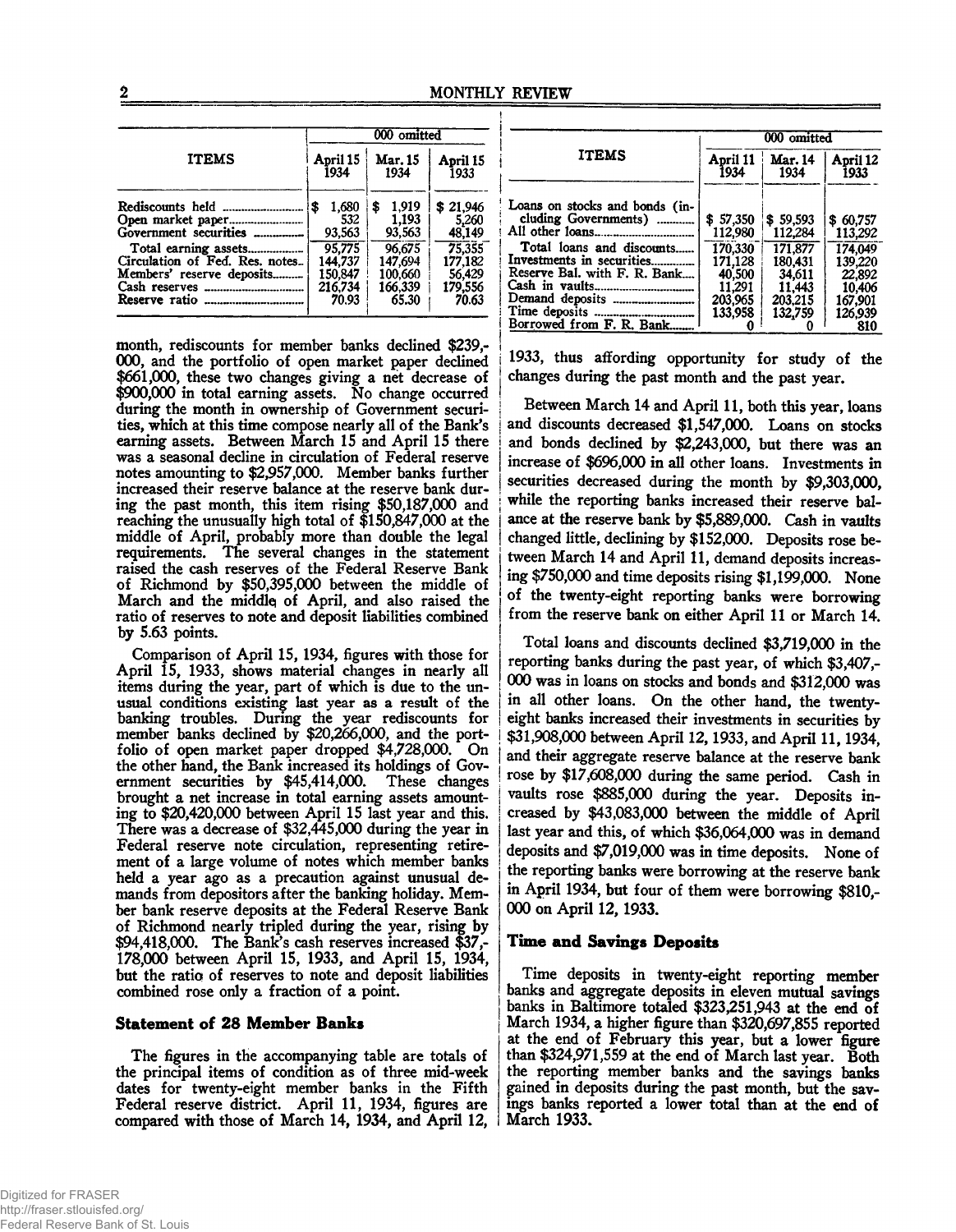| ITEMS | 000 omitted | | |
|---|---|---|---|
| | April 15 1934 | Mar. 15 1934 | April 15 1933 |
| Rediscounts held | $ 1,680 | $ 1,919 | $ 21,946 |
| Open market paper | 532 | 1,193 | 5,260 |
| Government securities | 93,563 | 93,563 | 48,149 |
| Total earning assets | 95,775 | 96,675 | 75,355 |
| Circulation of Fed. Res. notes | 144,737 | 147,694 | 177,182 |
| Members' reserve deposits | 150,847 | 100,660 | 56,429 |
| Cash reserves | 216,734 | 166,339 | 179,556 |
| Reserve ratio | 70.93 | 65.30 | 70.63 |

month, rediscounts for member banks declined $239,000, and the portfolio of open market paper declined $661,000, these two changes giving a net decrease of $900,000 in total earning assets. No change occurred during the month in ownership of Government securities, which at this time compose nearly all of the Bank's earning assets. Between March 15 and April 15 there was a seasonal decline in circulation of Federal reserve notes amounting to $2,957,000. Member banks further increased their reserve balance at the reserve bank during the past month, this item rising $50,187,000 and reaching the unusually high total of $150,847,000 at the middle of April, probably more than double the legal requirements. The several changes in the statement raised the cash reserves of the Federal Reserve Bank of Richmond by $50,395,000 between the middle of March and the middle of April, and also raised the ratio of reserves to note and deposit liabilities combined by 5.63 points.

Comparison of April 15, 1934, figures with those for April 15, 1933, shows material changes in nearly all items during the year, part of which is due to the unusual conditions existing last year as a result of the banking troubles. During the year rediscounts for member banks declined by $20,266,000, and the portfolio of open market paper dropped $4,728,000. On the other hand, the Bank increased its holdings of Government securities by $45,414,000. These changes brought a net increase in total earning assets amounting to $20,420,000 between April 15 last year and this. There was a decrease of $32,445,000 during the year in Federal reserve note circulation, representing retirement of a large volume of notes which member banks held a year ago as a precaution against unusual demands from depositors after the banking holiday. Member bank reserve deposits at the Federal Reserve Bank of Richmond nearly tripled during the year, rising by $94,418,000. The Bank's cash reserves increased $37,178,000 between April 15, 1933, and April 15, 1934, but the ratio of reserves to note and deposit liabilities combined rose only a fraction of a point.

### Statement of 28 Member Banks

The figures in the accompanying table are totals of the principal items of condition as of three mid-week dates for twenty-eight member banks in the Fifth Federal reserve district. April 11, 1934, figures are compared with those of March 14, 1934, and April 12, 1933, thus affording opportunity for study of the changes during the past month and the past year.

| ITEMS | 000 omitted | | |
|---|---|---|---|
| | April 11 1934 | Mar. 14 1934 | April 12 1933 |
| Loans on stocks and bonds (including Governments) | $ 57,350 | $ 59,593 | $ 60,757 |
| All other loans | 112,980 | 112,284 | 113,292 |
| Total loans and discounts | 170,330 | 171,877 | 174,049 |
| Investments in securities | 171,128 | 180,431 | 139,220 |
| Reserve Bal. with F. R. Bank | 40,500 | 34,611 | 22,892 |
| Cash in vaults | 11,291 | 11,443 | 10,406 |
| Demand deposits | 203,965 | 203,215 | 167,901 |
| Time deposits | 133,958 | 132,759 | 126,939 |
| Borrowed from F. R. Bank | 0 | 0 | 810 |

Between March 14 and April 11, both this year, loans and discounts decreased $1,547,000. Loans on stocks and bonds declined by $2,243,000, but there was an increase of $696,000 in all other loans. Investments in securities decreased during the month by $9,303,000, while the reporting banks increased their reserve balance at the reserve bank by $5,889,000. Cash in vaults changed little, declining by $152,000. Deposits rose between March 14 and April 11, demand deposits increasing $750,000 and time deposits rising $1,199,000. None of the twenty-eight reporting banks were borrowing from the reserve bank on either April 11 or March 14.

Total loans and discounts declined $3,719,000 in the reporting banks during the past year, of which $3,407,000 was in loans on stocks and bonds and $312,000 was in all other loans. On the other hand, the twenty-eight banks increased their investments in securities by $31,908,000 between April 12, 1933, and April 11, 1934, and their aggregate reserve balance at the reserve bank rose by $17,608,000 during the same period. Cash in vaults rose $885,000 during the year. Deposits increased by $43,083,000 between the middle of April last year and this, of which $36,064,000 was in demand deposits and $7,019,000 was in time deposits. None of the reporting banks were borrowing at the reserve bank in April 1934, but four of them were borrowing $810,000 on April 12, 1933.

### Time and Savings Deposits

Time deposits in twenty-eight reporting member banks and aggregate deposits in eleven mutual savings banks in Baltimore totaled $323,251,943 at the end of March 1934, a higher figure than $320,697,855 reported at the end of February this year, but a lower figure than $324,971,559 at the end of March last year. Both the reporting member banks and the savings banks gained in deposits during the past month, but the savings banks reported a lower total than at the end of March 1933.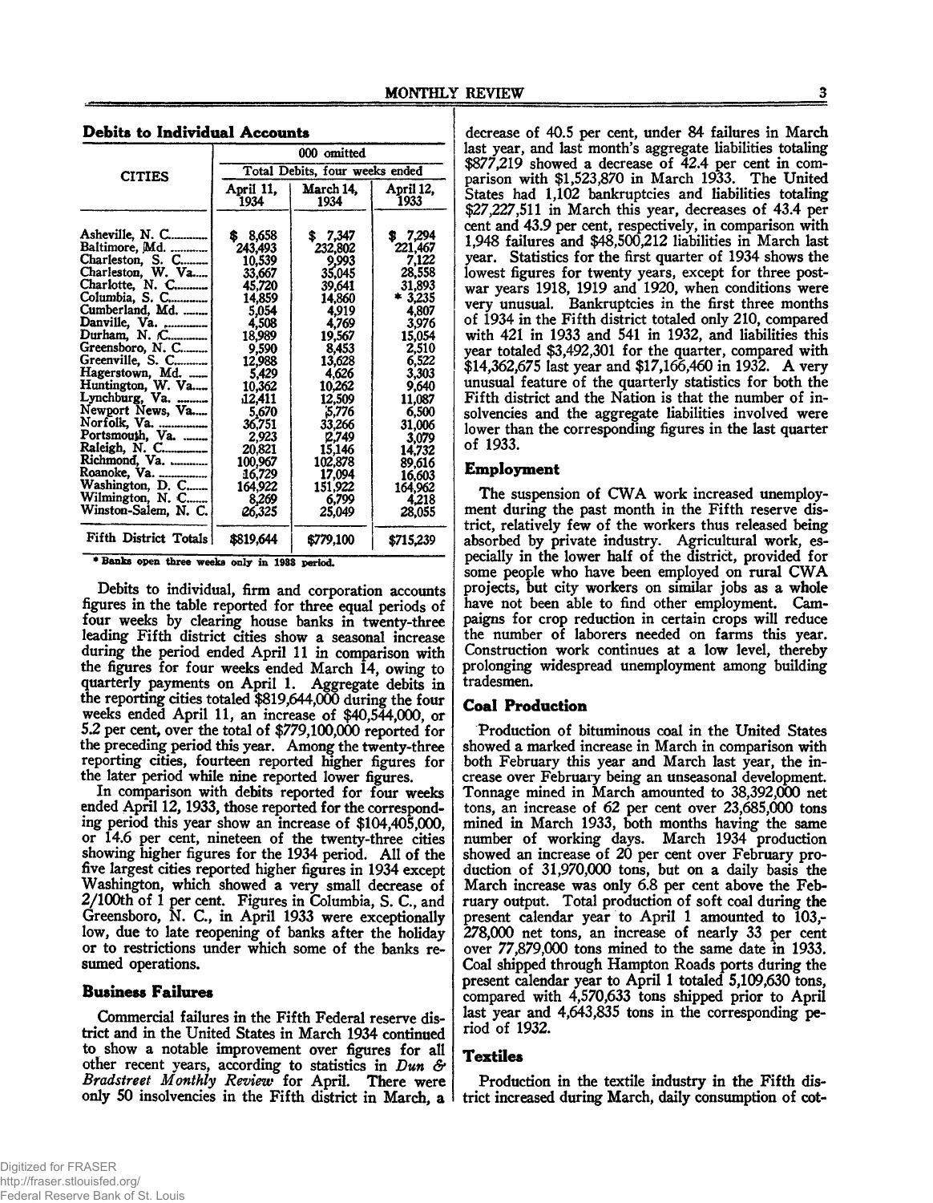### Debits to Individual Accounts

| CITIES | 000 omitted | | |
|---|---|---|---|
| | Total Debits, four weeks ended | | |
| | April 11, 1934 | March 14, 1934 | April 12, 1933 |
| Asheville, N. C. | $ 8,658 | $ 7,347 | $ 7,294 |
| Baltimore, Md. | 243,493 | 232,802 | 221,467 |
| Charleston, S. C. | 10,539 | 9,993 | 7,122 |
| Charleston, W. Va. | 33,667 | 35,045 | 28,558 |
| Charlotte, N. C. | 45,720 | 39,641 | 31,893 |
| Columbia, S. C. | 14,859 | 14,860 | * 3,235 |
| Cumberland, Md. | 5,054 | 4,919 | 4,807 |
| Danville, Va. | 4,508 | 4,769 | 3,976 |
| Durham, N. C. | 18,989 | 19,567 | 15,054 |
| Greensboro, N. C. | 9,590 | 8,453 | 2,510 |
| Greenville, S. C. | 12,988 | 13,628 | 6,522 |
| Hagerstown, Md. | 5,429 | 4,626 | 3,303 |
| Huntington, W. Va. | 10,362 | 10,262 | 9,640 |
| Lynchburg, Va. | 12,411 | 12,509 | 11,087 |
| Newport News, Va. | 5,670 | 5,776 | 6,500 |
| Norfolk, Va. | 36,751 | 33,266 | 31,006 |
| Portsmouth, Va. | 2,923 | 2,749 | 3,079 |
| Raleigh, N. C. | 20,821 | 15,146 | 14,732 |
| Richmond, Va. | 100,967 | 102,878 | 89,616 |
| Roanoke, Va. | 16,729 | 17,094 | 16,603 |
| Washington, D. C. | 164,922 | 151,922 | 164,962 |
| Wilmington, N. C. | 8,269 | 6,799 | 4,218 |
| Winston-Salem, N. C. | 26,325 | 25,049 | 28,055 |
| Fifth District Totals | $819,644 | $779,100 | $715,239 |

\* Banks open three weeks only in 1933 period.

Debits to individual, firm and corporation accounts figures in the table reported for three equal periods of four weeks by clearing house banks in twenty-three leading Fifth district cities show a seasonal increase during the period ended April 11 in comparison with the figures for four weeks ended March 14, owing to quarterly payments on April 1. Aggregate debits in the reporting cities totaled $819,644,000 during the four weeks ended April 11, an increase of $40,544,000, or 5.2 per cent, over the total of $779,100,000 reported for the preceding period this year. Among the twenty-three reporting cities, fourteen reported higher figures for the later period while nine reported lower figures.

In comparison with debits reported for four weeks ended April 12, 1933, those reported for the corresponding period this year show an increase of $104,405,000, or 14.6 per cent, nineteen of the twenty-three cities showing higher figures for the 1934 period. All of the five largest cities reported higher figures in 1934 except Washington, which showed a very small decrease of 2/100th of 1 per cent. Figures in Columbia, S. C., and Greensboro, N. C., in April 1933 were exceptionally low, due to late reopening of banks after the holiday or to restrictions under which some of the banks resumed operations.

### Business Failures

Commercial failures in the Fifth Federal reserve district and in the United States in March 1934 continued to show a notable improvement over figures for all other recent years, according to statistics in *Dun & Bradstreet Monthly Review* for April. There were only 50 insolvencies in the Fifth district in March, a decrease of 40.5 per cent, under 84 failures in March last year, and last month's aggregate liabilities totaling $877,219 showed a decrease of 42.4 per cent in comparison with $1,523,870 in March 1933. The United States had 1,102 bankruptcies and liabilities totaling $27,227,511 in March this year, decreases of 43.4 per cent and 43.9 per cent, respectively, in comparison with 1,948 failures and $48,500,212 liabilities in March last year. Statistics for the first quarter of 1934 shows the lowest figures for twenty years, except for three postwar years 1918, 1919 and 1920, when conditions were very unusual. Bankruptcies in the first three months of 1934 in the Fifth district totaled only 210, compared with 421 in 1933 and 541 in 1932, and liabilities this year totaled $3,492,301 for the quarter, compared with $14,362,675 last year and $17,166,460 in 1932. A very unusual feature of the quarterly statistics for both the Fifth district and the Nation is that the number of insolvencies and the aggregate liabilities involved were lower than the corresponding figures in the last quarter of 1933.

### Employment

The suspension of CWA work increased unemployment during the past month in the Fifth reserve district, relatively few of the workers thus released being absorbed by private industry. Agricultural work, especially in the lower half of the district, provided for some people who have been employed on rural CWA projects, but city workers on similar jobs as a whole have not been able to find other employment. Campaigns for crop reduction in certain crops will reduce the number of laborers needed on farms this year. Construction work continues at a low level, thereby prolonging widespread unemployment among building tradesmen.

### Coal Production

Production of bituminous coal in the United States showed a marked increase in March in comparison with both February this year and March last year, the increase over February being an unseasonal development. Tonnage mined in March amounted to 38,392,000 net tons, an increase of 62 per cent over 23,685,000 tons mined in March 1933, both months having the same number of working days. March 1934 production showed an increase of 20 per cent over February production of 31,970,000 tons, but on a daily basis the March increase was only 6.8 per cent above the February output. Total production of soft coal during the present calendar year to April 1 amounted to 103,278,000 net tons, an increase of nearly 33 per cent over 77,879,000 tons mined to the same date in 1933. Coal shipped through Hampton Roads ports during the present calendar year to April 1 totaled 5,109,630 tons, compared with 4,570,633 tons shipped prior to April last year and 4,643,835 tons in the corresponding period of 1932.

### Textiles

Production in the textile industry in the Fifth district increased during March, daily consumption of cot-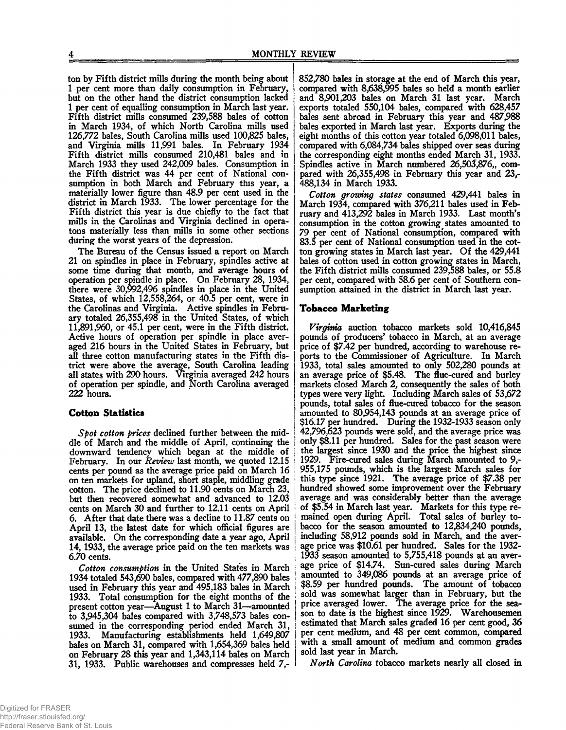ton by Fifth district mills during the month being about 1 per cent more than daily consumption in February, but on the other hand the district consumption lacked 1 per cent of equalling consumption in March last year. Fifth district mills consumed 239,588 bales of cotton in March 1934, of which North Carolina mills used 126,772 bales, South Carolina mills used 100,825 bales, and Virginia mills 11,991 bales. In February 1934 Fifth district mills consumed 210,481 bales and in March 1933 they used 242,009 bales. Consumption in the Fifth district was 44 per cent of National consumption in both March and February this year, a materially lower figure than 48.9 per cent used in the district in March 1933. The lower percentage for the Fifth district this year is due chiefly to the fact that mills in the Carolinas and Virginia declined in operatons materially less than mills in some other sections during the worst years of the depression.

The Bureau of the Census issued a report on March 21 on spindles in place in February, spindles active at some time during that month, and average hours of operation per spindle in place. On February 28, 1934, there were 30,992,496 spindles in place in the United States, of which 12,558,264, or 40.5 per cent, were in the Carolinas and Virginia. Active spindles in February totaled 26,355,498 in the United States, of which 11,891,960, or 45.1 per cent, were in the Fifth district. Active hours of operation per spindle in place averaged 216 hours in the United States in February, but all three cotton manufacturing states in the Fifth district were above the average, South Carolina leading all states with 290 hours. Virginia averaged 242 hours of operation per spindle, and North Carolina averaged 222 hours.

## Cotton Statistics

*Spot cotton prices* declined further between the middle of March and the middle of April, continuing the downward tendency which began at the middle of February. In our *Review* last month, we quoted 12.15 cents per pound as the average price paid on March 16 on ten markets for upland, short staple, middling grade cotton. The price declined to 11.90 cents on March 23, but then recovered somewhat and advanced to 12.03 cents on March 30 and further to 12.11 cents on April 6. After that date there was a decline to 11.87 cents on April 13, the latest date for which official figures are available. On the corresponding date a year ago, April 14, 1933, the average price paid on the ten markets was 6.70 cents.

*Cotton consumption* in the United States in March 1934 totaled 543,690 bales, compared with 477,890 bales used in February this year and 495,183 bales in March 1933. Total consumption for the eight months of the present cotton year—August 1 to March 31—amounted to 3,945,304 bales compared with 3,748,573 bales consumed in the corresponding period ended March 31, 1933. Manufacturing establishments held 1,649,807 bales on March 31, compared with 1,654,369 bales held on February 28 this year and 1,343,114 bales on March 31, 1933. Public warehouses and compresses held 7,852,780 bales in storage at the end of March this year, compared with 8,638,995 bales so held a month earlier and 8,901,203 bales on March 31 last year. March exports totaled 550,104 bales, compared with 628,457 bales sent abroad in February this year and 487,988 bales exported in March last year. Exports during the eight months of this cotton year totaled 6,098,011 bales, compared with 6,084,734 bales shipped over seas during the corresponding eight months ended March 31, 1933. Spindles active in March numbered 26,503,876, compared with 26,355,498 in February this year and 23,488,134 in March 1933.

*Cotton growing states* consumed 429,441 bales in March 1934, compared with 376,211 bales used in February and 413,292 bales in March 1933. Last month's consumption in the cotton growing states amounted to 79 per cent of National consumption, compared with 83.5 per cent of National consumption used in the cotton growing states in March last year. Of the 429,441 bales of cotton used in cotton growing states in March, the Fifth district mills consumed 239,588 bales, or 55.8 per cent, compared with 58.6 per cent of Southern consumption attained in the district in March last year.

## Tobacco Marketing

*Virginia* auction tobacco markets sold 10,416,845 pounds of producers' tobacco in March, at an average price of $7.42 per hundred, according to warehouse reports to the Commissioner of Agriculture. In March 1933, total sales amounted to only 502,280 pounds at an average price of $5.48. The flue-cured and burley markets closed March 2, consequently the sales of both types were very light. Including March sales of 53,672 pounds, total sales of flue-cured tobacco for the season amounted to 80,954,143 pounds at an average price of $16.17 per hundred. During the 1932-1933 season only 42,796,623 pounds were sold, and the average price was only $8.11 per hundred. Sales for the past season were the largest since 1930 and the price the highest since 1929. Fire-cured sales during March amounted to 9,955,175 pounds, which is the largest March sales for this type since 1921. The average price of $7.38 per hundred showed some improvement over the February average and was considerably better than the average of $5.54 in March last year. Markets for this type remained open during April. Total sales of burley tobacco for the season amounted to 12,834,240 pounds, including 58,912 pounds sold in March, and the average price was $10.61 per hundred. Sales for the 1932-1933 season amounted to 5,755,418 pounds at an average price of $14.74. Sun-cured sales during March amounted to 349,086 pounds at an average price of $8.59 per hundred pounds. The amount of tobacco sold was somewhat larger than in February, but the price averaged lower. The average price for the season to date is the highest since 1929. Warehousemen estimated that March sales graded 16 per cent good, 36 per cent medium, and 48 per cent common, compared with a small amount of medium and common grades sold last year in March.

*North Carolina* tobacco markets nearly all closed in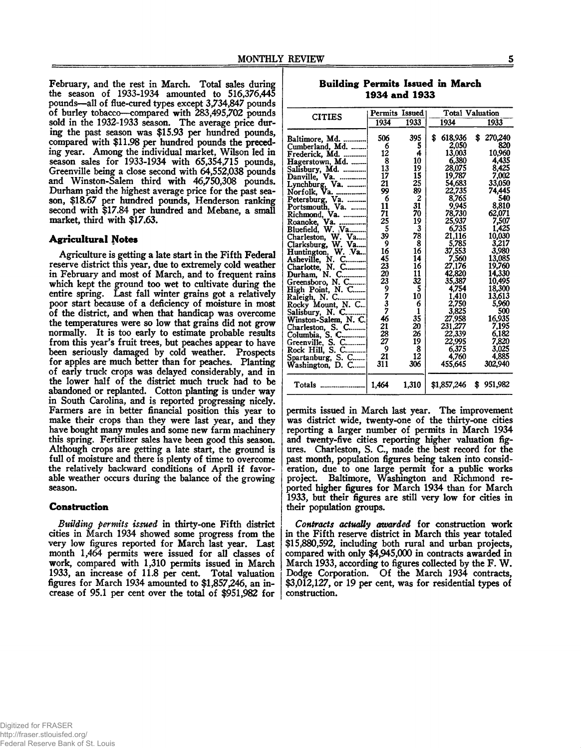February, and the rest in March. Total sales during the season of 1933-1934 amounted to 516,376,445 pounds—all of flue-cured types except 3,734,847 pounds of burley tobacco—compared with 283,495,702 pounds sold in the 1932-1933 season. The average price during the past season was $15.93 per hundred pounds, compared with $11.98 per hundred pounds the preceding year. Among the individual market, Wilson led in season sales for 1933-1934 with 65,354,715 pounds, Greenville being a close second with 64,552,038 pounds and Winston-Salem third with 46,750,308 pounds. Durham paid the highest average price for the past season, $18.67 per hundred pounds, Henderson ranking second with $17.84 per hundred and Mebane, a small market, third with $17.63.

## Agricultural Notes

Agriculture is getting a late start in the Fifth Federal reserve district this year, due to extremely cold weather in February and most of March, and to frequent rains which kept the ground too wet to cultivate during the entire spring. Last fall winter grains got a relatively poor start because of a deficiency of moisture in most of the district, and when that handicap was overcome the temperatures were so low that grains did not grow normally. It is too early to estimate probable results from this year's fruit trees, but peaches appear to have been seriously damaged by cold weather. Prospects for apples are much better than for peaches. Planting of early truck crops was delayed considerably, and in the lower half of the district much truck had to be abandoned or replanted. Cotton planting is under way in South Carolina, and is reported progressing nicely. Farmers are in better financial position this year to make their crops than they were last year, and they have bought many mules and some new farm machinery this spring. Fertilizer sales have been good this season. Although crops are getting a late start, the ground is full of moisture and there is plenty of time to overcome the relatively backward conditions of April if favorable weather occurs during the balance of the growing season.

## Construction

*Building permits issued* in thirty-one Fifth district cities in March 1934 showed some progress from the very low figures reported for March last year. Last month 1,464 permits were issued for all classes of work, compared with 1,310 permits issued in March 1933, an increase of 11.8 per cent. Total valuation figures for March 1934 amounted to $1,857,246, an increase of 95.1 per cent over the total of $951,982 for permits issued in March last year. The improvement was district wide, twenty-one of the thirty-one cities reporting a larger number of permits in March 1934 and twenty-five cities reporting higher valuation figures. Charleston, S. C., made the best record for the past month, population figures being taken into consideration, due to one large permit for a public works project. Baltimore, Washington and Richmond reported higher figures for March 1934 than for March 1933, but their figures are still very low for cities in their population groups.

*Contracts actually awarded* for construction work in the Fifth reserve district in March this year totaled $15,880,592, including both rural and urban projects, compared with only $4,945,000 in contracts awarded in March 1933, according to figures collected by the F. W. Dodge Corporation. Of the March 1934 contracts, $3,012,127, or 19 per cent, was for residential types of construction.

### Building Permits Issued in March 1934 and 1933

| CITIES | Permits Issued | | Total Valuation | |
|---|---|---|---|---|
| | 1934 | 1933 | 1934 | 1933 |
| Baltimore, Md. | 506 | 395 | $ 618,936 | $ 270,240 |
| Cumberland, Md. | 6 | 5 | 2,050 | 820 |
| Frederick, Md. | 12 | 4 | 13,003 | 10,960 |
| Hagerstown, Md. | 8 | 10 | 6,380 | 4,435 |
| Salisbury, Md. | 13 | 19 | 28,075 | 8,425 |
| Danville, Va. | 17 | 15 | 19,787 | 7,002 |
| Lynchburg, Va. | 21 | 25 | 54,683 | 33,050 |
| Norfolk, Va. | 99 | 89 | 22,735 | 74,445 |
| Petersburg, Va. | 6 | 2 | 8,765 | 540 |
| Portsmouth, Va. | 11 | 31 | 9,945 | 8,810 |
| Richmond, Va. | 71 | 70 | 78,730 | 62,071 |
| Roanoke, Va. | 25 | 19 | 25,937 | 7,507 |
| Bluefield, W. Va. | 5 | 3 | 6,735 | 1,425 |
| Charleston, W. Va. | 39 | 78 | 21,116 | 10,030 |
| Clarksburg, W. Va. | 9 | 8 | 5,785 | 3,217 |
| Huntington, W. Va. | 16 | 16 | 37,553 | 3,980 |
| Asheville, N. C. | 45 | 14 | 7,560 | 13,085 |
| Charlotte, N. C. | 23 | 16 | 27,176 | 19,760 |
| Durham, N. C. | 20 | 11 | 42,820 | 14,330 |
| Greensboro, N. C. | 23 | 32 | 35,387 | 10,495 |
| High Point, N. C. | 9 | 5 | 4,754 | 18,300 |
| Raleigh, N. C. | 7 | 10 | 1,410 | 13,613 |
| Rocky Mount, N. C. | 3 | 6 | 2,750 | 5,960 |
| Salisbury, N. C. | 7 | 1 | 3,825 | 500 |
| Winston-Salem, N. C. | 46 | 35 | 27,958 | 16,935 |
| Charleston, S. C. | 21 | 20 | 231,277 | 7,195 |
| Columbia, S. C. | 28 | 26 | 22,339 | 6,182 |
| Greenville, S. C. | 27 | 19 | 22,995 | 7,820 |
| Rock Hill, S. C. | 9 | 8 | 6,375 | 3,025 |
| Spartanburg, S. C. | 21 | 12 | 4,760 | 4,885 |
| Washington, D. C. | 311 | 306 | 455,645 | 302,940 |
| Totals | 1,464 | 1,310 | $1,857,246 | $ 951,982 |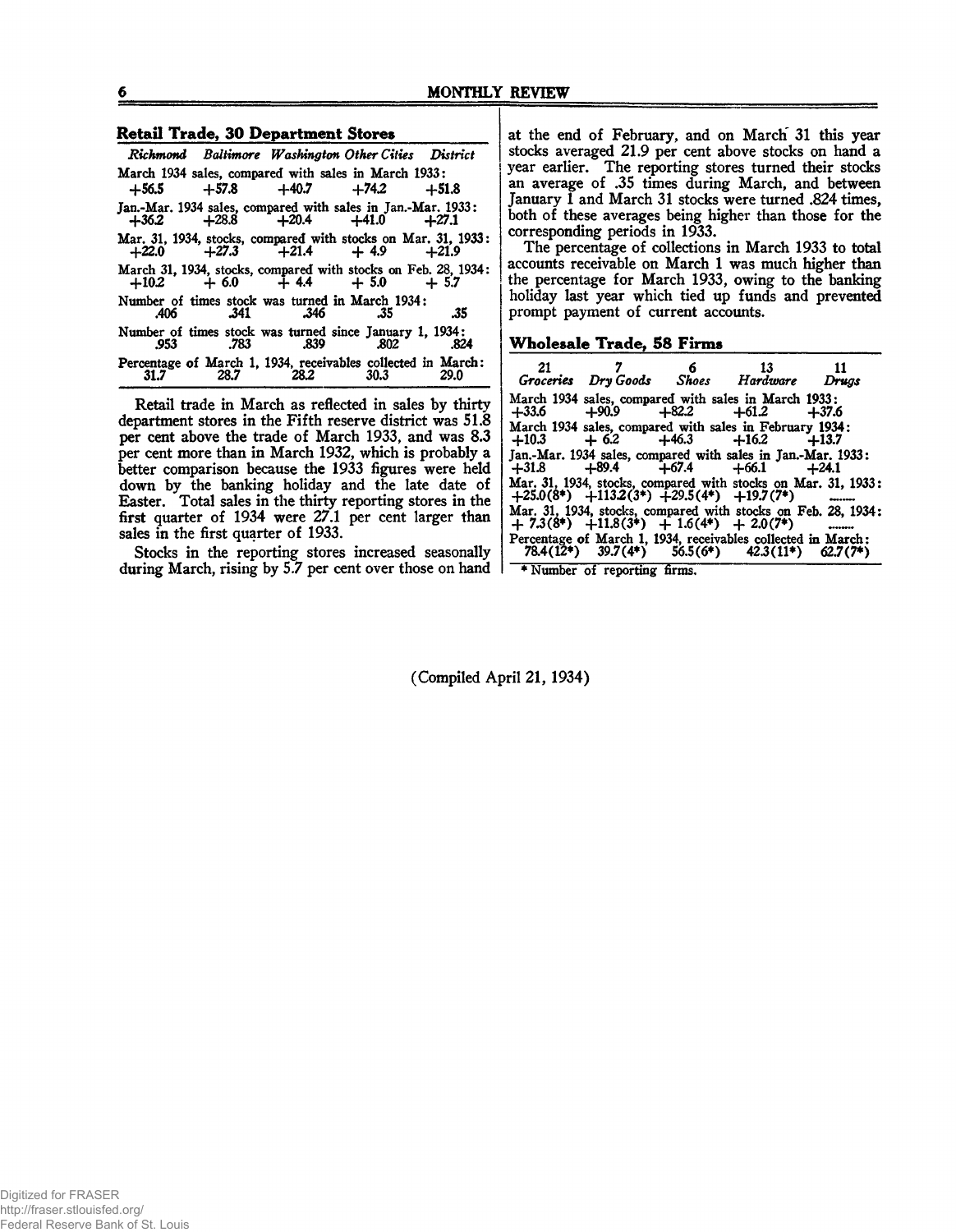## Retail Trade, 30 Department Stores

| | Richmond | Baltimore | Washington | Other Cities | District |
|---|---|---|---|---|---|
| March 1934 sales, compared with sales in March 1933: | +56.5 | +57.8 | +40.7 | +74.2 | +51.8 |
| Jan.-Mar. 1934 sales, compared with sales in Jan.-Mar. 1933: | +36.2 | +28.8 | +20.4 | +41.0 | +27.1 |
| Mar. 31, 1934, stocks, compared with stocks on Mar. 31, 1933: | +22.0 | +27.3 | +21.4 | + 4.9 | +21.9 |
| March 31, 1934, stocks, compared with stocks on Feb. 28, 1934: | +10.2 | + 6.0 | + 4.4 | + 5.0 | + 5.7 |
| Number of times stock was turned in March 1934: | .406 | .341 | .346 | .35 | .35 |
| Number of times stock was turned since January 1, 1934: | .953 | .783 | .839 | .802 | .824 |
| Percentage of March 1, 1934, receivables collected in March: | 31.7 | 28.7 | 28.2 | 30.3 | 29.0 |

Retail trade in March as reflected in sales by thirty department stores in the Fifth reserve district was 51.8 per cent above the trade of March 1933, and was 8.3 per cent more than in March 1932, which is probably a better comparison because the 1933 figures were held down by the banking holiday and the late date of Easter. Total sales in the thirty reporting stores in the first quarter of 1934 were 27.1 per cent larger than sales in the first quarter of 1933.

Stocks in the reporting stores increased seasonally during March, rising by 5.7 per cent over those on hand at the end of February, and on March 31 this year stocks averaged 21.9 per cent above stocks on hand a year earlier. The reporting stores turned their stocks an average of .35 times during March, and between January 1 and March 31 stocks were turned .824 times, both of these averages being higher than those for the corresponding periods in 1933.

The percentage of collections in March 1933 to total accounts receivable on March 1 was much higher than the percentage for March 1933, owing to the banking holiday last year which tied up funds and prevented prompt payment of current accounts.

## Wholesale Trade, 58 Firms

| | 21 Groceries | 7 Dry Goods | 6 Shoes | 13 Hardware | 11 Drugs |
|---|---|---|---|---|---|
| March 1934 sales, compared with sales in March 1933: | +33.6 | +90.9 | +82.2 | +61.2 | +37.6 |
| March 1934 sales, compared with sales in February 1934: | +10.3 | + 6.2 | +46.3 | +16.2 | +13.7 |
| Jan.-Mar. 1934 sales, compared with sales in Jan.-Mar. 1933: | +31.8 | +89.4 | +67.4 | +66.1 | +24.1 |
| Mar. 31, 1934, stocks, compared with stocks on Mar. 31, 1933: | +25.0(8*) | +113.2(3*) | +29.5(4*) | +19.7(7*) | ....... |
| Mar. 31, 1934, stocks, compared with stocks on Feb. 28, 1934: | + 7.3(8*) | +11.8(3*) | + 1.6(4*) | + 2.0(7*) | ....... |
| Percentage of March 1, 1934, receivables collected in March: | 78.4(12*) | 39.7(4*) | 56.5(6*) | 42.3(11*) | 62.7(7*) |

\* Number of reporting firms.

(Compiled April 21, 1934)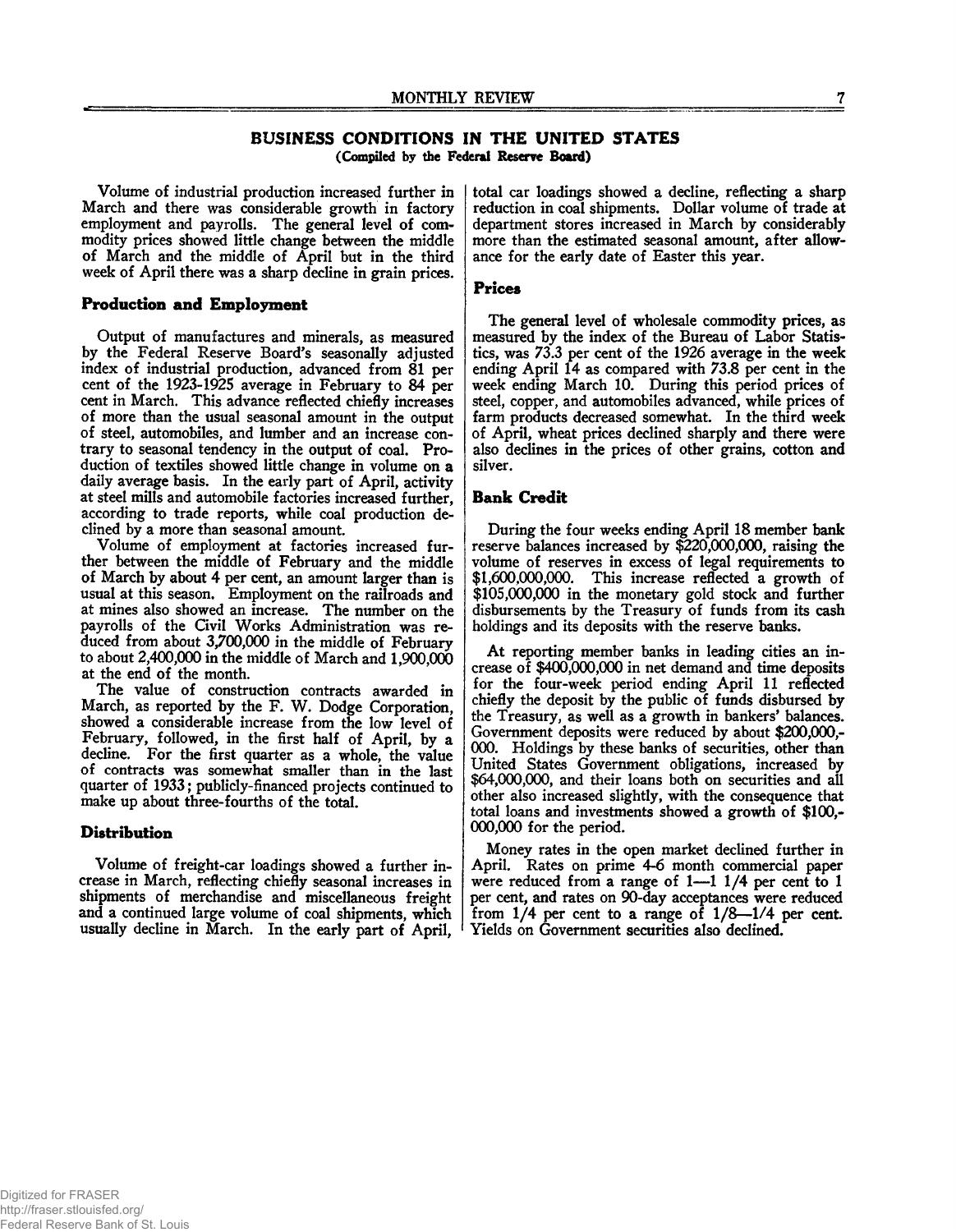## BUSINESS CONDITIONS IN THE UNITED STATES

(Compiled by the Federal Reserve Board)

Volume of industrial production increased further in March and there was considerable growth in factory employment and payrolls. The general level of commodity prices showed little change between the middle of March and the middle of April but in the third week of April there was a sharp decline in grain prices.

### Production and Employment

Output of manufactures and minerals, as measured by the Federal Reserve Board's seasonally adjusted index of industrial production, advanced from 81 per cent of the 1923-1925 average in February to 84 per cent in March. This advance reflected chiefly increases of more than the usual seasonal amount in the output of steel, automobiles, and lumber and an increase contrary to seasonal tendency in the output of coal. Production of textiles showed little change in volume on a daily average basis. In the early part of April, activity at steel mills and automobile factories increased further, according to trade reports, while coal production declined by a more than seasonal amount.

Volume of employment at factories increased further between the middle of February and the middle of March by about 4 per cent, an amount larger than is usual at this season. Employment on the railroads and at mines also showed an increase. The number on the payrolls of the Civil Works Administration was reduced from about 3,700,000 in the middle of February to about 2,400,000 in the middle of March and 1,900,000 at the end of the month.

The value of construction contracts awarded in March, as reported by the F. W. Dodge Corporation, showed a considerable increase from the low level of February, followed, in the first half of April, by a decline. For the first quarter as a whole, the value of contracts was somewhat smaller than in the last quarter of 1933; publicly-financed projects continued to make up about three-fourths of the total.

### Distribution

Volume of freight-car loadings showed a further increase in March, reflecting chiefly seasonal increases in shipments of merchandise and miscellaneous freight and a continued large volume of coal shipments, which usually decline in March. In the early part of April, total car loadings showed a decline, reflecting a sharp reduction in coal shipments. Dollar volume of trade at department stores increased in March by considerably more than the estimated seasonal amount, after allowance for the early date of Easter this year.

### Prices

The general level of wholesale commodity prices, as measured by the index of the Bureau of Labor Statistics, was 73.3 per cent of the 1926 average in the week ending April 14 as compared with 73.8 per cent in the week ending March 10. During this period prices of steel, copper, and automobiles advanced, while prices of farm products decreased somewhat. In the third week of April, wheat prices declined sharply and there were also declines in the prices of other grains, cotton and silver.

### Bank Credit

During the four weeks ending April 18 member bank reserve balances increased by $220,000,000, raising the volume of reserves in excess of legal requirements to $1,600,000,000. This increase reflected a growth of $105,000,000 in the monetary gold stock and further disbursements by the Treasury of funds from its cash holdings and its deposits with the reserve banks.

At reporting member banks in leading cities an increase of $400,000,000 in net demand and time deposits for the four-week period ending April 11 reflected chiefly the deposit by the public of funds disbursed by the Treasury, as well as a growth in bankers' balances. Government deposits were reduced by about $200,000,000. Holdings by these banks of securities, other than United States Government obligations, increased by $64,000,000, and their loans both on securities and all other also increased slightly, with the consequence that total loans and investments showed a growth of $100,000,000 for the period.

Money rates in the open market declined further in April. Rates on prime 4-6 month commercial paper were reduced from a range of 1—1 1/4 per cent to 1 per cent, and rates on 90-day acceptances were reduced from 1/4 per cent to a range of 1/8—1/4 per cent. Yields on Government securities also declined.